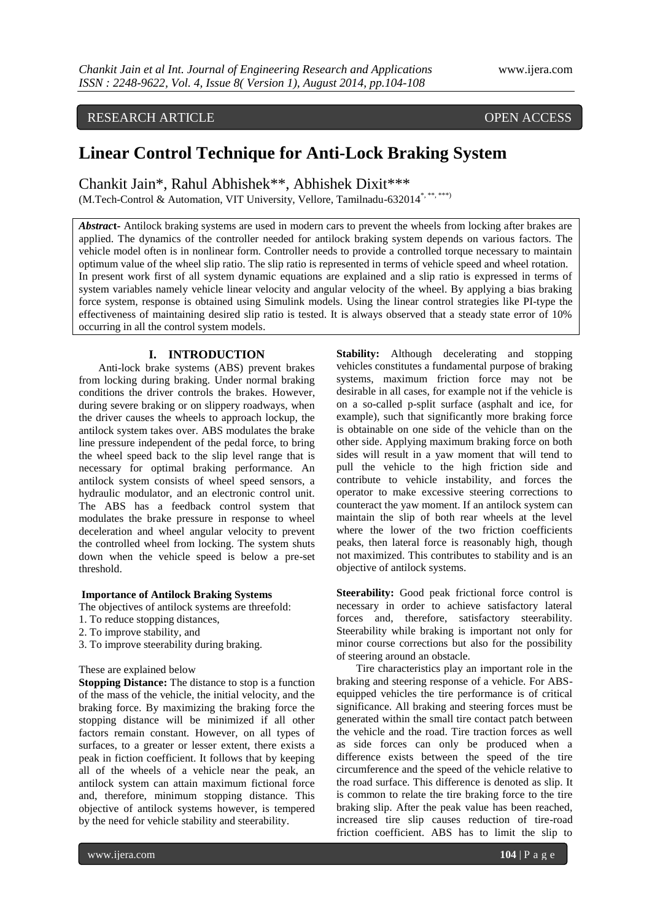RESEARCH ARTICLE OPEN ACCESS

# Linear Control Technique for Anti-Lock Braking System

Chankit Jain*, Rahul Abhishek**, Abhishek Dixit***

(M.Tech-Control & Automation, VIT University, Vellore, Tamilnadu-632014[*, **, ***])

***Abstract*-** Antilock braking systems are used in modern cars to prevent the wheels from locking after brakes are applied. The dynamics of the controller needed for antilock braking system depends on various factors. The vehicle model often is in nonlinear form. Controller needs to provide a controlled torque necessary to maintain optimum value of the wheel slip ratio. The slip ratio is represented in terms of vehicle speed and wheel rotation. In present work first of all system dynamic equations are explained and a slip ratio is expressed in terms of system variables namely vehicle linear velocity and angular velocity of the wheel. By applying a bias braking force system, response is obtained using Simulink models. Using the linear control strategies like PI-type the effectiveness of maintaining desired slip ratio is tested. It is always observed that a steady state error of 10% occurring in all the control system models.

## I. INTRODUCTION

Anti-lock brake systems (ABS) prevent brakes from locking during braking. Under normal braking conditions the driver controls the brakes. However, during severe braking or on slippery roadways, when the driver causes the wheels to approach lockup, the antilock system takes over. ABS modulates the brake line pressure independent of the pedal force, to bring the wheel speed back to the slip level range that is necessary for optimal braking performance. An antilock system consists of wheel speed sensors, a hydraulic modulator, and an electronic control unit. The ABS has a feedback control system that modulates the brake pressure in response to wheel deceleration and wheel angular velocity to prevent the controlled wheel from locking. The system shuts down when the vehicle speed is below a pre-set threshold.

**Importance of Antilock Braking Systems**

The objectives of antilock systems are threefold:

1. To reduce stopping distances,
2. To improve stability, and
3. To improve steerability during braking.

These are explained below

**Stopping Distance:** The distance to stop is a function of the mass of the vehicle, the initial velocity, and the braking force. By maximizing the braking force the stopping distance will be minimized if all other factors remain constant. However, on all types of surfaces, to a greater or lesser extent, there exists a peak in fiction coefficient. It follows that by keeping all of the wheels of a vehicle near the peak, an antilock system can attain maximum fictional force and, therefore, minimum stopping distance. This objective of antilock systems however, is tempered by the need for vehicle stability and steerability.

**Stability:** Although decelerating and stopping vehicles constitutes a fundamental purpose of braking systems, maximum friction force may not be desirable in all cases, for example not if the vehicle is on a so-called p-split surface (asphalt and ice, for example), such that significantly more braking force is obtainable on one side of the vehicle than on the other side. Applying maximum braking force on both sides will result in a yaw moment that will tend to pull the vehicle to the high friction side and contribute to vehicle instability, and forces the operator to make excessive steering corrections to counteract the yaw moment. If an antilock system can maintain the slip of both rear wheels at the level where the lower of the two friction coefficients peaks, then lateral force is reasonably high, though not maximized. This contributes to stability and is an objective of antilock systems.

**Steerability:** Good peak frictional force control is necessary in order to achieve satisfactory lateral forces and, therefore, satisfactory steerability. Steerability while braking is important not only for minor course corrections but also for the possibility of steering around an obstacle.

Tire characteristics play an important role in the braking and steering response of a vehicle. For ABS-equipped vehicles the tire performance is of critical significance. All braking and steering forces must be generated within the small tire contact patch between the vehicle and the road. Tire traction forces as well as side forces can only be produced when a difference exists between the speed of the tire circumference and the speed of the vehicle relative to the road surface. This difference is denoted as slip. It is common to relate the tire braking force to the tire braking slip. After the peak value has been reached, increased tire slip causes reduction of tire-road friction coefficient. ABS has to limit the slip to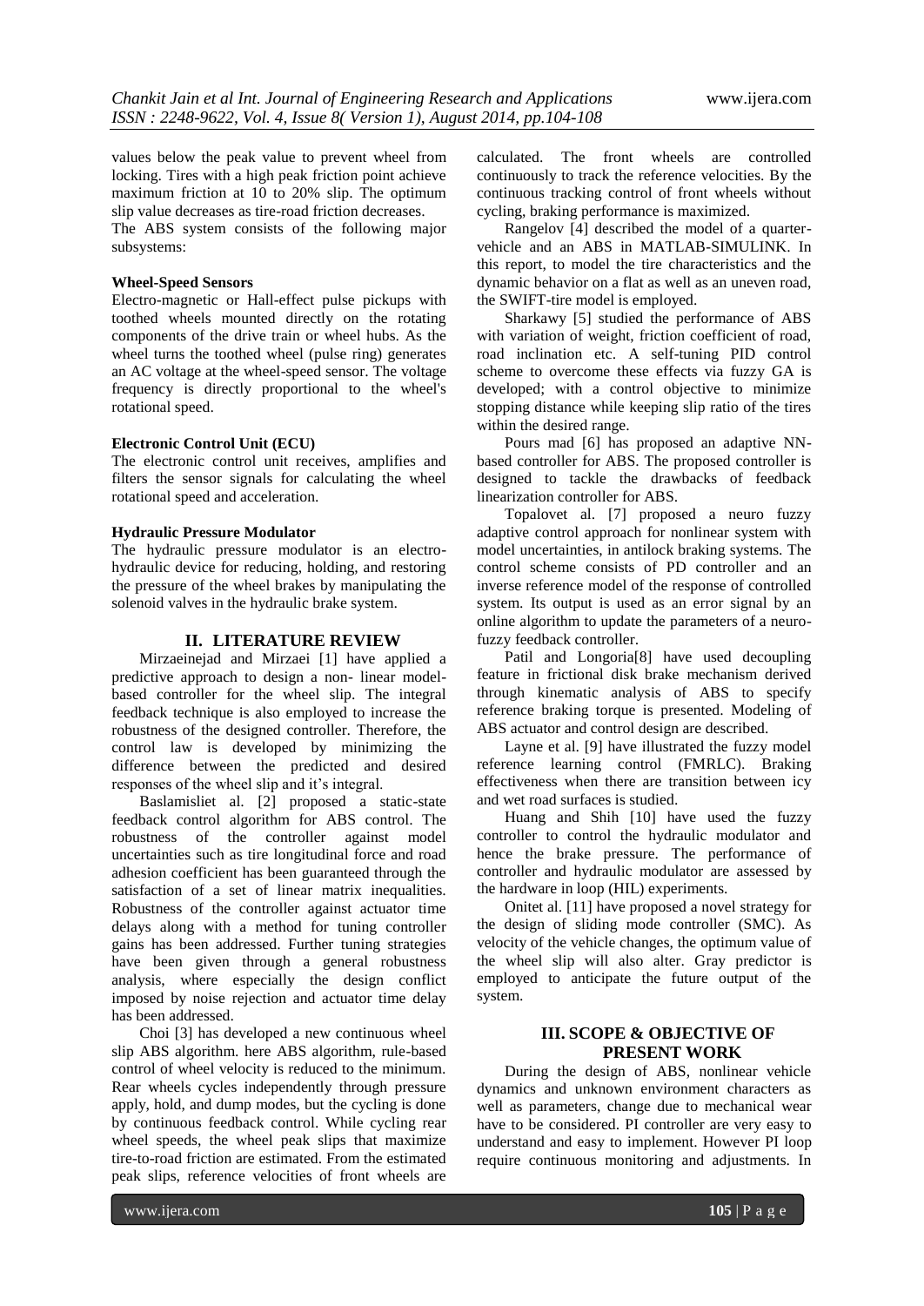values below the peak value to prevent wheel from locking. Tires with a high peak friction point achieve maximum friction at 10 to 20% slip. The optimum slip value decreases as tire-road friction decreases.

The ABS system consists of the following major subsystems:

**Wheel-Speed Sensors**

Electro-magnetic or Hall-effect pulse pickups with toothed wheels mounted directly on the rotating components of the drive train or wheel hubs. As the wheel turns the toothed wheel (pulse ring) generates an AC voltage at the wheel-speed sensor. The voltage frequency is directly proportional to the wheel's rotational speed.

**Electronic Control Unit (ECU)**

The electronic control unit receives, amplifies and filters the sensor signals for calculating the wheel rotational speed and acceleration.

**Hydraulic Pressure Modulator**

The hydraulic pressure modulator is an electro-hydraulic device for reducing, holding, and restoring the pressure of the wheel brakes by manipulating the solenoid valves in the hydraulic brake system.

## II. LITERATURE REVIEW

Mirzaeinejad and Mirzaei [1] have applied a predictive approach to design a non- linear model-based controller for the wheel slip. The integral feedback technique is also employed to increase the robustness of the designed controller. Therefore, the control law is developed by minimizing the difference between the predicted and desired responses of the wheel slip and it's integral.

Baslamisliet al. [2] proposed a static-state feedback control algorithm for ABS control. The robustness of the controller against model uncertainties such as tire longitudinal force and road adhesion coefficient has been guaranteed through the satisfaction of a set of linear matrix inequalities. Robustness of the controller against actuator time delays along with a method for tuning controller gains has been addressed. Further tuning strategies have been given through a general robustness analysis, where especially the design conflict imposed by noise rejection and actuator time delay has been addressed.

Choi [3] has developed a new continuous wheel slip ABS algorithm. here ABS algorithm, rule-based control of wheel velocity is reduced to the minimum. Rear wheels cycles independently through pressure apply, hold, and dump modes, but the cycling is done by continuous feedback control. While cycling rear wheel speeds, the wheel peak slips that maximize tire-to-road friction are estimated. From the estimated peak slips, reference velocities of front wheels are calculated. The front wheels are controlled continuously to track the reference velocities. By the continuous tracking control of front wheels without cycling, braking performance is maximized.

Rangelov [4] described the model of a quarter-vehicle and an ABS in MATLAB-SIMULINK. In this report, to model the tire characteristics and the dynamic behavior on a flat as well as an uneven road, the SWIFT-tire model is employed.

Sharkawy [5] studied the performance of ABS with variation of weight, friction coefficient of road, road inclination etc. A self-tuning PID control scheme to overcome these effects via fuzzy GA is developed; with a control objective to minimize stopping distance while keeping slip ratio of the tires within the desired range.

Pours mad [6] has proposed an adaptive NN-based controller for ABS. The proposed controller is designed to tackle the drawbacks of feedback linearization controller for ABS.

Topalovet al. [7] proposed a neuro fuzzy adaptive control approach for nonlinear system with model uncertainties, in antilock braking systems. The control scheme consists of PD controller and an inverse reference model of the response of controlled system. Its output is used as an error signal by an online algorithm to update the parameters of a neuro-fuzzy feedback controller.

Patil and Longoria[8] have used decoupling feature in frictional disk brake mechanism derived through kinematic analysis of ABS to specify reference braking torque is presented. Modeling of ABS actuator and control design are described.

Layne et al. [9] have illustrated the fuzzy model reference learning control (FMRLC). Braking effectiveness when there are transition between icy and wet road surfaces is studied.

Huang and Shih [10] have used the fuzzy controller to control the hydraulic modulator and hence the brake pressure. The performance of controller and hydraulic modulator are assessed by the hardware in loop (HIL) experiments.

Onitet al. [11] have proposed a novel strategy for the design of sliding mode controller (SMC). As velocity of the vehicle changes, the optimum value of the wheel slip will also alter. Gray predictor is employed to anticipate the future output of the system.

## III. SCOPE & OBJECTIVE OF PRESENT WORK

During the design of ABS, nonlinear vehicle dynamics and unknown environment characters as well as parameters, change due to mechanical wear have to be considered. PI controller are very easy to understand and easy to implement. However PI loop require continuous monitoring and adjustments. In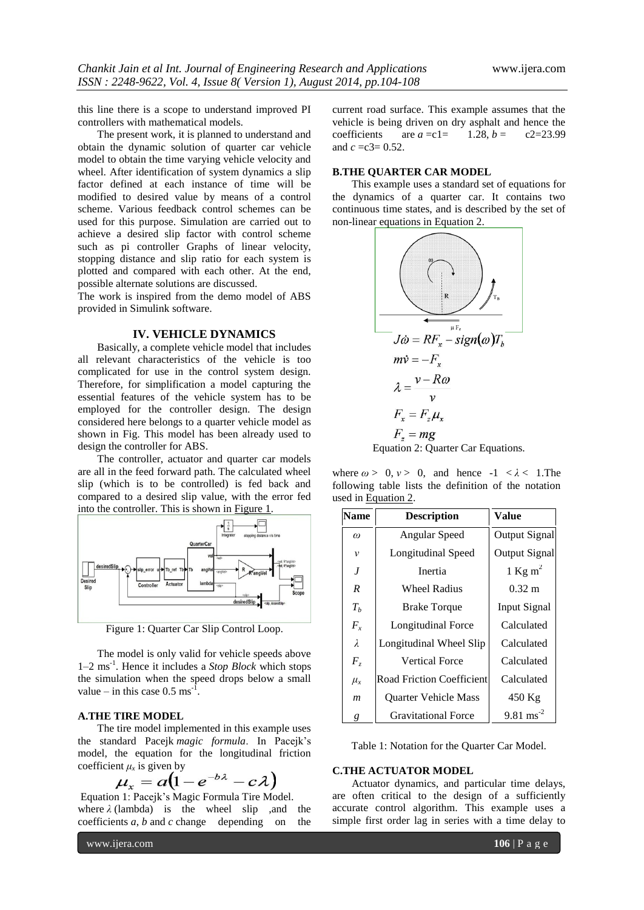this line there is a scope to understand improved PI controllers with mathematical models.

The present work, it is planned to understand and obtain the dynamic solution of quarter car vehicle model to obtain the time varying vehicle velocity and wheel. After identification of system dynamics a slip factor defined at each instance of time will be modified to desired value by means of a control scheme. Various feedback control schemes can be used for this purpose. Simulation are carried out to achieve a desired slip factor with control scheme such as pi controller Graphs of linear velocity, stopping distance and slip ratio for each system is plotted and compared with each other. At the end, possible alternate solutions are discussed.

The work is inspired from the demo model of ABS provided in Simulink software.

## IV. VEHICLE DYNAMICS

Basically, a complete vehicle model that includes all relevant characteristics of the vehicle is too complicated for use in the control system design. Therefore, for simplification a model capturing the essential features of the vehicle system has to be employed for the controller design. The design considered here belongs to a quarter vehicle model as shown in Fig. This model has been already used to design the controller for ABS.

The controller, actuator and quarter car models are all in the feed forward path. The calculated wheel slip (which is to be controlled) is fed back and compared to a desired slip value, with the error fed into the controller. This is shown in Figure 1.

Figure 1: Quarter Car Slip Control Loop.

The model is only valid for vehicle speeds above 1–2 $ms^{-1}$. Hence it includes a *Stop Block* which stops the simulation when the speed drops below a small value – in this case 0.5 $ms^{-1}$.

### A.THE TIRE MODEL

The tire model implemented in this example uses the standard Pacejk *magic formula*. In Pacejk's model, the equation for the longitudinal friction coefficient $\mu_x$ is given by

$$\mu_x = a\left(1 - e^{-b\lambda} - c\lambda\right)$$

Equation 1: Pacejk's Magic Formula Tire Model.

where $\lambda$ (lambda) is the wheel slip ,and the coefficients $a$, $b$ and $c$ change depending on the current road surface. This example assumes that the vehicle is being driven on dry asphalt and hence the coefficients are $a$ =c1= 1.28, $b$ = c2=23.99 and $c$ =c3= 0.52.

### B.THE QUARTER CAR MODEL

This example uses a standard set of equations for the dynamics of a quarter car. It contains two continuous time states, and is described by the set of non-linear equations in Equation 2.

$$J\dot{\omega} = RF_x - sign(\omega)T_b$$

$$m\dot{v} = -F_x$$

$$\lambda = \frac{v - R\omega}{v}$$

$$F_x = F_z\mu_x$$

$$F_z = mg$$

Equation 2: Quarter Car Equations.

where $\omega > 0$, $v > 0$, and hence $-1 < \lambda < 1$.The following table lists the definition of the notation used in Equation 2.

| Name | Description | Value |
|---|---|---|
| $\omega$ | Angular Speed | Output Signal |
| $v$ | Longitudinal Speed | Output Signal |
| $J$ | Inertia | 1 Kg $m^2$ |
| $R$ | Wheel Radius | 0.32 m |
| $T_b$ | Brake Torque | Input Signal |
| $F_x$ | Longitudinal Force | Calculated |
| $\lambda$ | Longitudinal Wheel Slip | Calculated |
| $F_z$ | Vertical Force | Calculated |
| $\mu_x$ | Road Friction Coefficient | Calculated |
| $m$ | Quarter Vehicle Mass | 450 Kg |
| $g$ | Gravitational Force | 9.81 $ms^{-2}$ |

Table 1: Notation for the Quarter Car Model.

### C.THE ACTUATOR MODEL

Actuator dynamics, and particular time delays, are often critical to the design of a sufficiently accurate control algorithm. This example uses a simple first order lag in series with a time delay to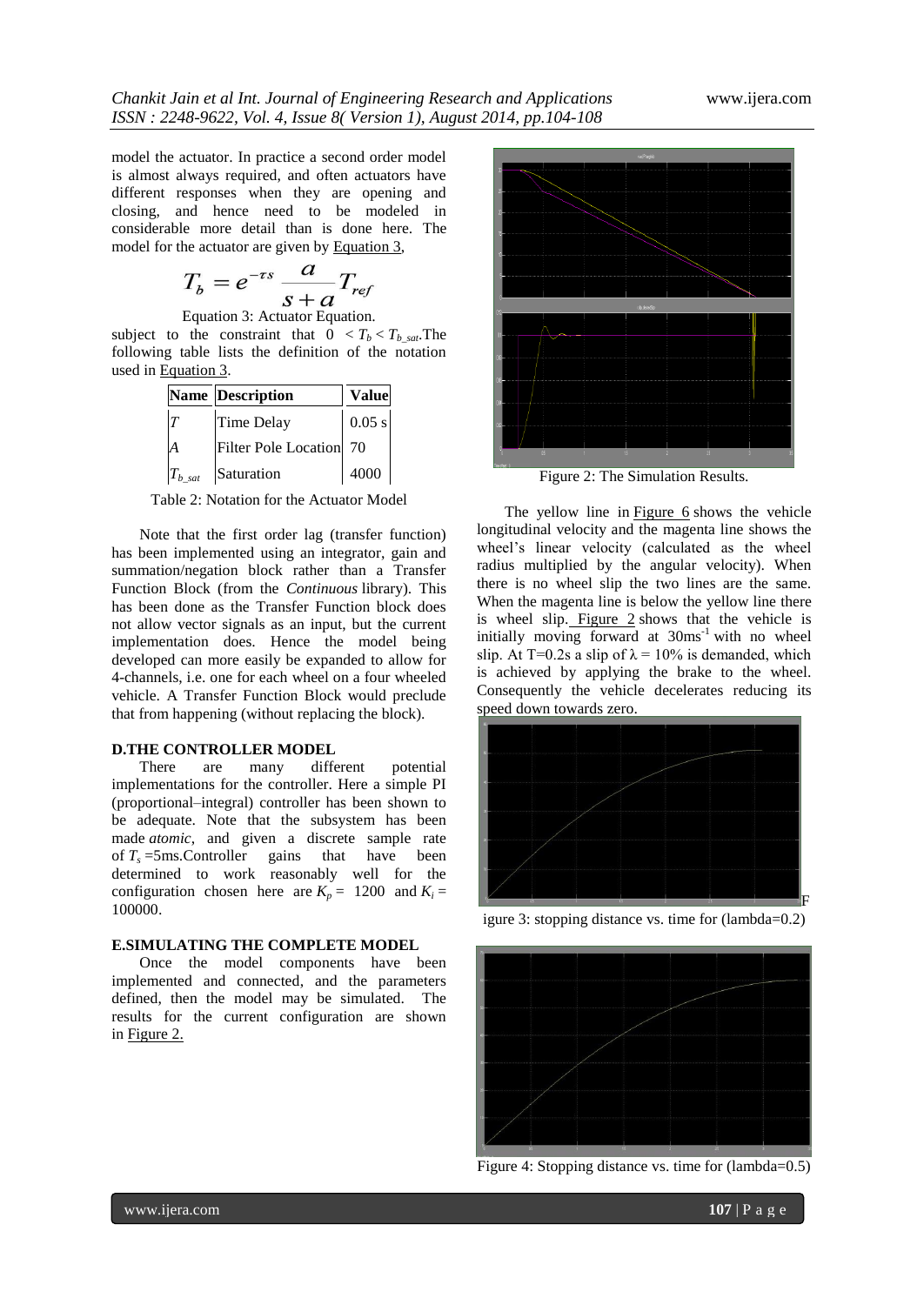model the actuator. In practice a second order model is almost always required, and often actuators have different responses when they are opening and closing, and hence need to be modeled in considerable more detail than is done here. The model for the actuator are given by Equation 3,

$$T_b = e^{-\tau s} \frac{a}{s+a} T_{ref}$$

Equation 3: Actuator Equation.

subject to the constraint that $0 < T_b < T_{b\_sat}$. The following table lists the definition of the notation used in Equation 3.

| Name | Description | Value |
|---|---|---|
| $T$ | Time Delay | 0.05 s |
| $A$ | Filter Pole Location | 70 |
| $T_{b\_sat}$ | Saturation | 4000 |

Table 2: Notation for the Actuator Model

Note that the first order lag (transfer function) has been implemented using an integrator, gain and summation/negation block rather than a Transfer Function Block (from the *Continuous* library). This has been done as the Transfer Function block does not allow vector signals as an input, but the current implementation does. Hence the model being developed can more easily be expanded to allow for 4-channels, i.e. one for each wheel on a four wheeled vehicle. A Transfer Function Block would preclude that from happening (without replacing the block).

### D. THE CONTROLLER MODEL

There are many different potential implementations for the controller. Here a simple PI (proportional–integral) controller has been shown to be adequate. Note that the subsystem has been made *atomic*, and given a discrete sample rate of $T_s$ =5ms. Controller gains that have been determined to work reasonably well for the configuration chosen here are $K_p$ = 1200 and $K_i$ = 100000.

### E. SIMULATING THE COMPLETE MODEL

Once the model components have been implemented and connected, and the parameters defined, then the model may be simulated. The results for the current configuration are shown in Figure 2.

Figure 2: The Simulation Results.

The yellow line in Figure 6 shows the vehicle longitudinal velocity and the magenta line shows the wheel's linear velocity (calculated as the wheel radius multiplied by the angular velocity). When there is no wheel slip the two lines are the same. When the magenta line is below the yellow line there is wheel slip. Figure 2 shows that the vehicle is initially moving forward at $30ms^{-1}$ with no wheel slip. At T=0.2s a slip of $\lambda$ = 10% is demanded, which is achieved by applying the brake to the wheel. Consequently the vehicle decelerates reducing its speed down towards zero.

Figure 3: stopping distance vs. time for (lambda=0.2)

Figure 4: Stopping distance vs. time for (lambda=0.5)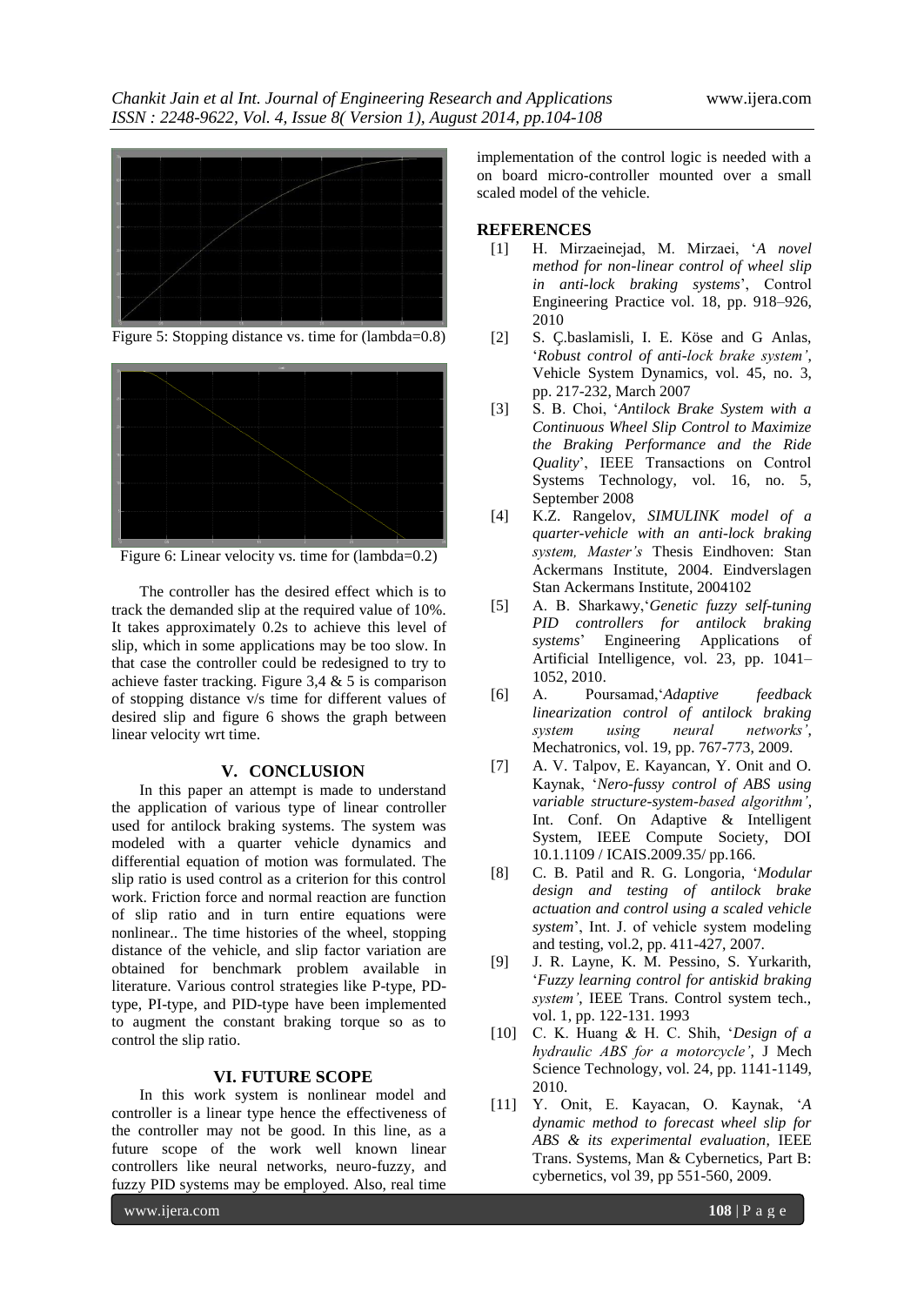Figure 5: Stopping distance vs. time for (lambda=0.8)

Figure 6: Linear velocity vs. time for (lambda=0.2)

The controller has the desired effect which is to track the demanded slip at the required value of 10%. It takes approximately 0.2s to achieve this level of slip, which in some applications may be too slow. In that case the controller could be redesigned to try to achieve faster tracking. Figure 3,4 & 5 is comparison of stopping distance v/s time for different values of desired slip and figure 6 shows the graph between linear velocity wrt time.

## V. CONCLUSION

In this paper an attempt is made to understand the application of various type of linear controller used for antilock braking systems. The system was modeled with a quarter vehicle dynamics and differential equation of motion was formulated. The slip ratio is used control as a criterion for this control work. Friction force and normal reaction are function of slip ratio and in turn entire equations were nonlinear.. The time histories of the wheel, stopping distance of the vehicle, and slip factor variation are obtained for benchmark problem available in literature. Various control strategies like P-type, PD-type, PI-type, and PID-type have been implemented to augment the constant braking torque so as to control the slip ratio.

## VI. FUTURE SCOPE

In this work system is nonlinear model and controller is a linear type hence the effectiveness of the controller may not be good. In this line, as a future scope of the work well known linear controllers like neural networks, neuro-fuzzy, and fuzzy PID systems may be employed. Also, real time implementation of the control logic is needed with a on board micro-controller mounted over a small scaled model of the vehicle.

## REFERENCES

[1] H. Mirzaeinejad, M. Mirzaei, '*A novel method for non-linear control of wheel slip in anti-lock braking systems*', Control Engineering Practice vol. 18, pp. 918–926, 2010

[2] S. Ç.baslamisli, I. E. Köse and G Anlas, '*Robust control of anti-lock brake system'*, Vehicle System Dynamics, vol. 45, no. 3, pp. 217-232, March 2007

[3] S. B. Choi, '*Antilock Brake System with a Continuous Wheel Slip Control to Maximize the Braking Performance and the Ride Quality*', IEEE Transactions on Control Systems Technology, vol. 16, no. 5, September 2008

[4] K.Z. Rangelov, *SIMULINK model of a quarter-vehicle with an anti-lock braking system, Master's* Thesis Eindhoven: Stan Ackermans Institute, 2004. Eindverslagen Stan Ackermans Institute, 2004102

[5] A. B. Sharkawy,'*Genetic fuzzy self-tuning PID controllers for antilock braking systems*' Engineering Applications of Artificial Intelligence, vol. 23, pp. 1041–1052, 2010.

[6] A. Poursamad,'*Adaptive feedback linearization control of antilock braking system using neural networks'*, Mechatronics, vol. 19, pp. 767-773, 2009.

[7] A. V. Talpov, E. Kayancan, Y. Onit and O. Kaynak, '*Nero-fussy control of ABS using variable structure-system-based algorithm'*, Int. Conf. On Adaptive & Intelligent System, IEEE Compute Society, DOI 10.1.1109 / ICAIS.2009.35/ pp.166.

[8] C. B. Patil and R. G. Longoria, '*Modular design and testing of antilock brake actuation and control using a scaled vehicle system*', Int. J. of vehicle system modeling and testing, vol.2, pp. 411-427, 2007.

[9] J. R. Layne, K. M. Pessino, S. Yurkarith, '*Fuzzy learning control for antiskid braking system'*, IEEE Trans. Control system tech., vol. 1, pp. 122-131. 1993

[10] C. K. Huang & H. C. Shih, '*Design of a hydraulic ABS for a motorcycle'*, J Mech Science Technology, vol. 24, pp. 1141-1149, 2010.

[11] Y. Onit, E. Kayacan, O. Kaynak, '*A dynamic method to forecast wheel slip for ABS & its experimental evaluation*, IEEE Trans. Systems, Man & Cybernetics, Part B: cybernetics, vol 39, pp 551-560, 2009.